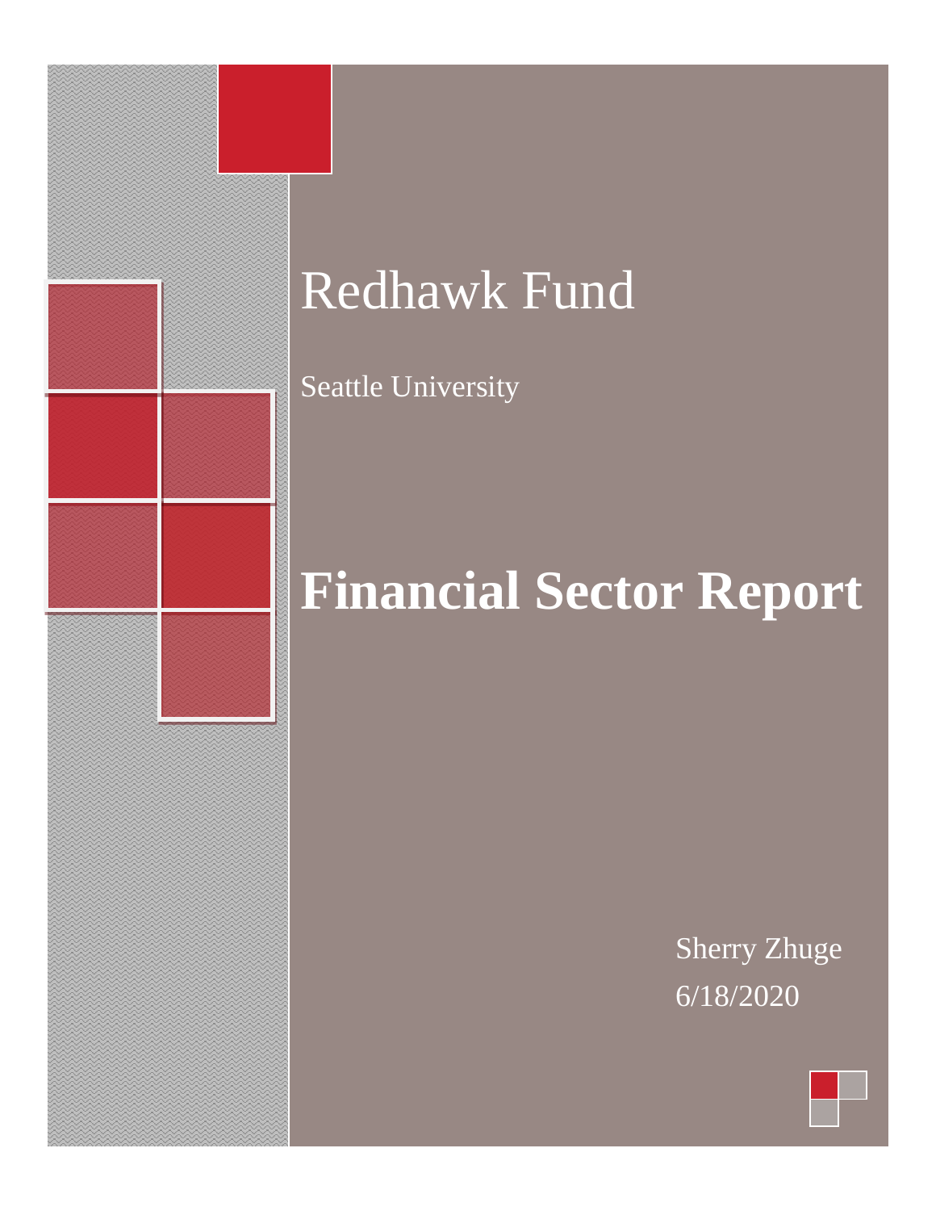# Redhawk Fund

Seattle University

# **Financial Sector Report**

Sherry Zhuge

6/18/2020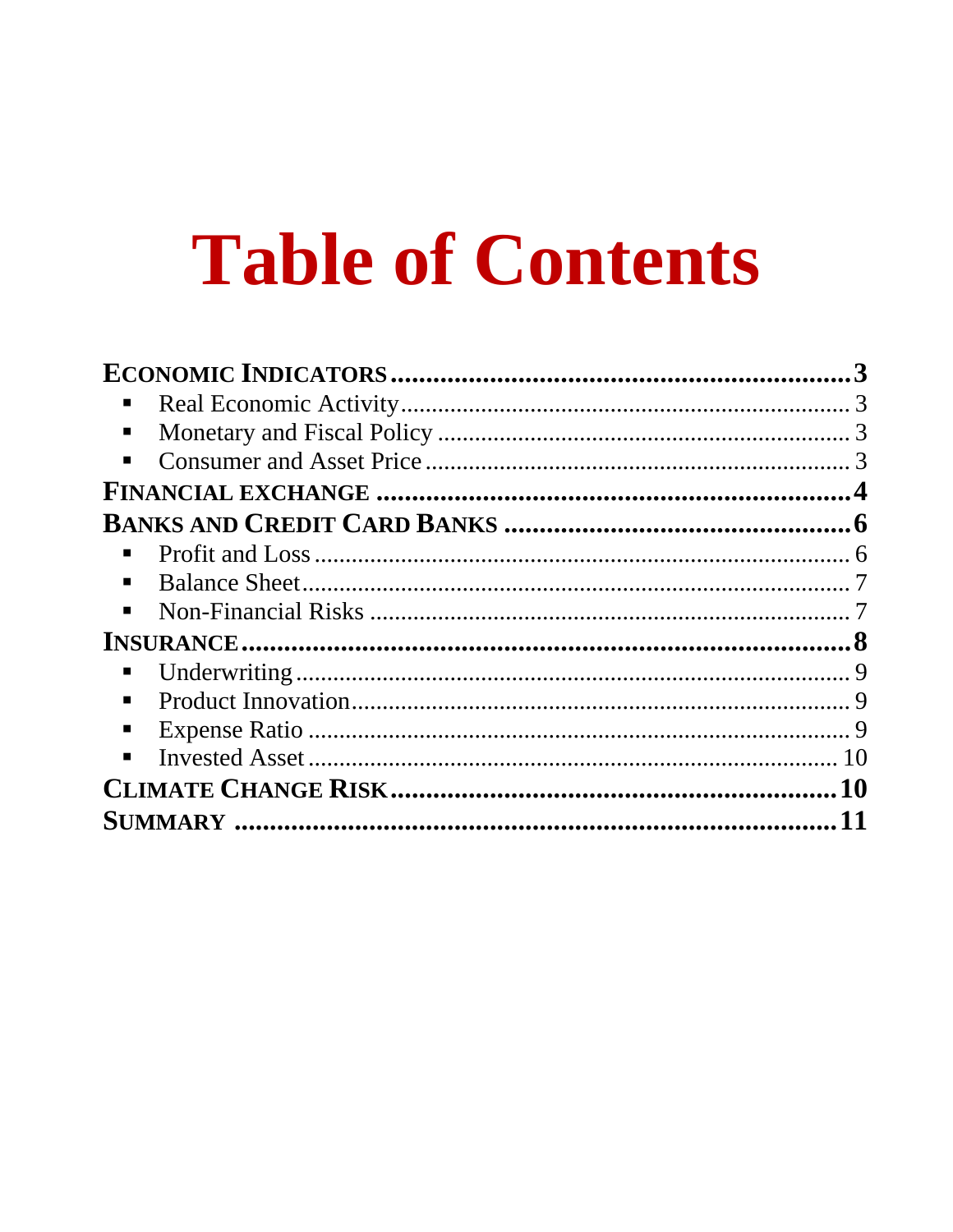# Table of Contents

**ECONOMIC INDICATORS** .......... **3**
- Real Economic Activity .......... 3
- Monetary and Fiscal Policy .......... 3
- Consumer and Asset Price .......... 3

**FINANCIAL EXCHANGE** .......... **4**

**BANKS AND CREDIT CARD BANKS** .......... **6**
- Profit and Loss .......... 6
- Balance Sheet .......... 7
- Non-Financial Risks .......... 7

**INSURANCE** .......... **8**
- Underwriting .......... 9
- Product Innovation .......... 9
- Expense Ratio .......... 9
- Invested Asset .......... 10

**CLIMATE CHANGE RISK** .......... **10**

**SUMMARY** .......... **11**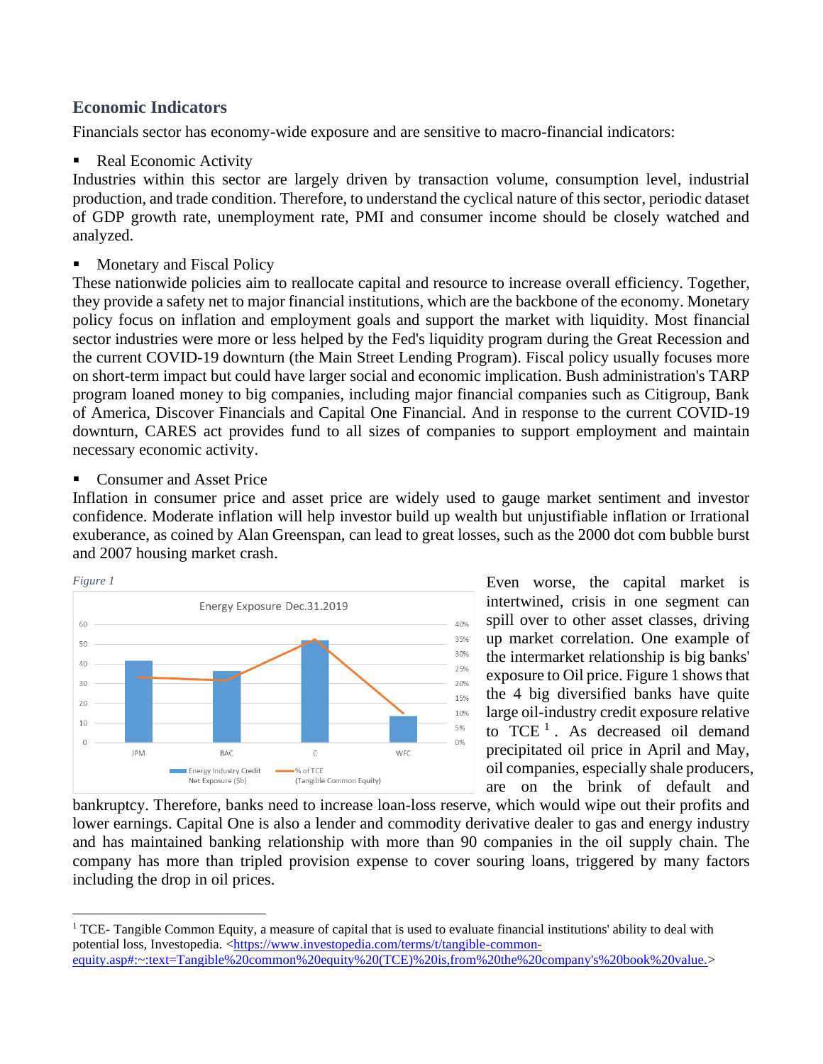## Economic Indicators

Financials sector has economy-wide exposure and are sensitive to macro-financial indicators:

- Real Economic Activity

Industries within this sector are largely driven by transaction volume, consumption level, industrial production, and trade condition. Therefore, to understand the cyclical nature of this sector, periodic dataset of GDP growth rate, unemployment rate, PMI and consumer income should be closely watched and analyzed.

- Monetary and Fiscal Policy

These nationwide policies aim to reallocate capital and resource to increase overall efficiency. Together, they provide a safety net to major financial institutions, which are the backbone of the economy. Monetary policy focus on inflation and employment goals and support the market with liquidity. Most financial sector industries were more or less helped by the Fed's liquidity program during the Great Recession and the current COVID-19 downturn (the Main Street Lending Program). Fiscal policy usually focuses more on short-term impact but could have larger social and economic implication. Bush administration's TARP program loaned money to big companies, including major financial companies such as Citigroup, Bank of America, Discover Financials and Capital One Financial. And in response to the current COVID-19 downturn, CARES act provides fund to all sizes of companies to support employment and maintain necessary economic activity.

- Consumer and Asset Price

Inflation in consumer price and asset price are widely used to gauge market sentiment and investor confidence. Moderate inflation will help investor build up wealth but unjustifiable inflation or Irrational exuberance, as coined by Alan Greenspan, can lead to great losses, such as the 2000 dot com bubble burst and 2007 housing market crash.

*Figure 1*

Energy Exposure Dec.31.2019

Even worse, the capital market is intertwined, crisis in one segment can spill over to other asset classes, driving up market correlation. One example of the intermarket relationship is big banks' exposure to Oil price. Figure 1 shows that the 4 big diversified banks have quite large oil-industry credit exposure relative to TCE [1]. As decreased oil demand precipitated oil price in April and May, oil companies, especially shale producers, are on the brink of default and bankruptcy. Therefore, banks need to increase loan-loss reserve, which would wipe out their profits and lower earnings. Capital One is also a lender and commodity derivative dealer to gas and energy industry and has maintained banking relationship with more than 90 companies in the oil supply chain. The company has more than tripled provision expense to cover souring loans, triggered by many factors including the drop in oil prices.

---

[1] TCE- Tangible Common Equity, a measure of capital that is used to evaluate financial institutions' ability to deal with potential loss, Investopedia. <https://www.investopedia.com/terms/t/tangible-common-equity.asp#:~:text=Tangible%20common%20equity%20(TCE)%20is,from%20the%20company's%20book%20value.>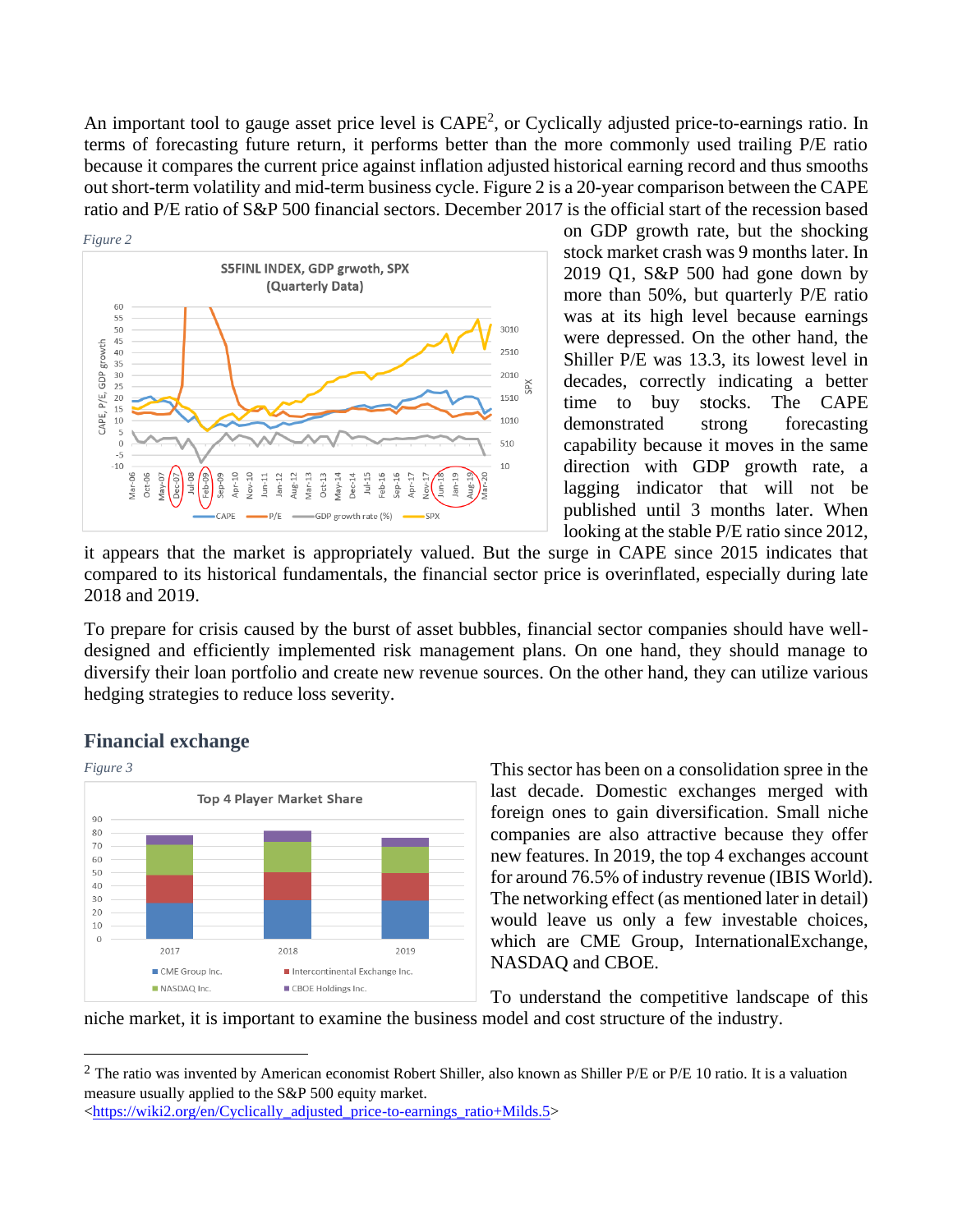An important tool to gauge asset price level is CAPE[2], or Cyclically adjusted price-to-earnings ratio. In terms of forecasting future return, it performs better than the more commonly used trailing P/E ratio because it compares the current price against inflation adjusted historical earning record and thus smooths out short-term volatility and mid-term business cycle. Figure 2 is a 20-year comparison between the CAPE ratio and P/E ratio of S&P 500 financial sectors. December 2017 is the official start of the recession based on GDP growth rate, but the shocking stock market crash was 9 months later. In 2019 Q1, S&P 500 had gone down by more than 50%, but quarterly P/E ratio was at its high level because earnings were depressed. On the other hand, the Shiller P/E was 13.3, its lowest level in decades, correctly indicating a better time to buy stocks. The CAPE demonstrated strong forecasting capability because it moves in the same direction with GDP growth rate, a lagging indicator that will not be published until 3 months later. When looking at the stable P/E ratio since 2012, it appears that the market is appropriately valued. But the surge in CAPE since 2015 indicates that compared to its historical fundamentals, the financial sector price is overinflated, especially during late 2018 and 2019.

*Figure 2*

To prepare for crisis caused by the burst of asset bubbles, financial sector companies should have well-designed and efficiently implemented risk management plans. On one hand, they should manage to diversify their loan portfolio and create new revenue sources. On the other hand, they can utilize various hedging strategies to reduce loss severity.

## Financial exchange

*Figure 3*

This sector has been on a consolidation spree in the last decade. Domestic exchanges merged with foreign ones to gain diversification. Small niche companies are also attractive because they offer new features. In 2019, the top 4 exchanges account for around 76.5% of industry revenue (IBIS World). The networking effect (as mentioned later in detail) would leave us only a few investable choices, which are CME Group, InternationalExchange, NASDAQ and CBOE.

To understand the competitive landscape of this niche market, it is important to examine the business model and cost structure of the industry.

---

[2] The ratio was invented by American economist Robert Shiller, also known as Shiller P/E or P/E 10 ratio. It is a valuation measure usually applied to the S&P 500 equity market. <https://wiki2.org/en/Cyclically_adjusted_price-to-earnings_ratio+Milds.5>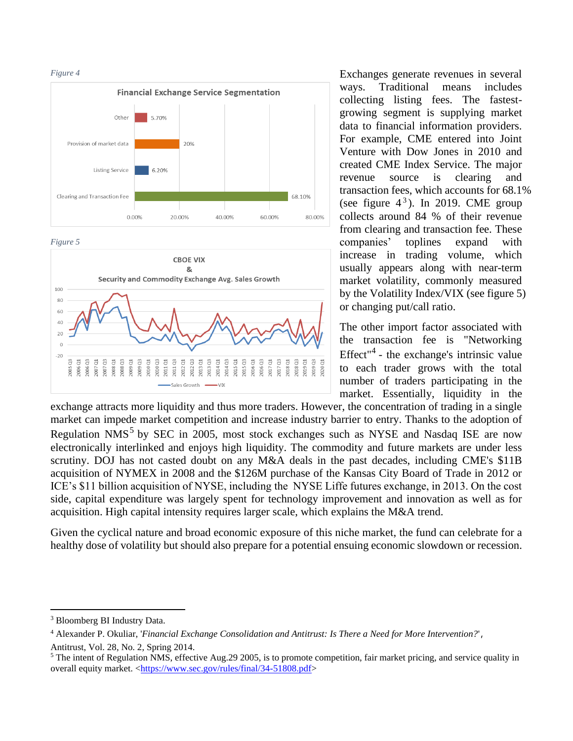*Figure 4*

**Financial Exchange Service Segmentation**

| Segment | Share |
| --- | --- |
| Other | 5.70% |
| Provision of market data | 20% |
| Listing Service | 6.20% |
| Clearing and Transaction Fee | 68.10% |

*Figure 5*

**CBOE VIX & Security and Commodity Exchange Avg. Sales Growth**

Exchanges generate revenues in several ways. Traditional means includes collecting listing fees. The fastest-growing segment is supplying market data to financial information providers. For example, CME entered into Joint Venture with Dow Jones in 2010 and created CME Index Service. The major revenue source is clearing and transaction fees, which accounts for 68.1% (see figure 4[3]). In 2019. CME group collects around 84 % of their revenue from clearing and transaction fee. These companies' toplines expand with increase in trading volume, which usually appears along with near-term market volatility, commonly measured by the Volatility Index/VIX (see figure 5) or changing put/call ratio.

The other import factor associated with the transaction fee is "Networking Effect"[4] - the exchange's intrinsic value to each trader grows with the total number of traders participating in the market. Essentially, liquidity in the exchange attracts more liquidity and thus more traders. However, the concentration of trading in a single market can impede market competition and increase industry barrier to entry. Thanks to the adoption of Regulation NMS[5] by SEC in 2005, most stock exchanges such as NYSE and Nasdaq ISE are now electronically interlinked and enjoys high liquidity. The commodity and future markets are under less scrutiny. DOJ has not casted doubt on any M&A deals in the past decades, including CME's $11B acquisition of NYMEX in 2008 and the $126M purchase of the Kansas City Board of Trade in 2012 or ICE's $11 billion acquisition of NYSE, including the NYSE Liffe futures exchange, in 2013. On the cost side, capital expenditure was largely spent for technology improvement and innovation as well as for acquisition. High capital intensity requires larger scale, which explains the M&A trend.

Given the cyclical nature and broad economic exposure of this niche market, the fund can celebrate for a healthy dose of volatility but should also prepare for a potential ensuing economic slowdown or recession.

---

[3] Bloomberg BI Industry Data.

[4] Alexander P. Okuliar, '*Financial Exchange Consolidation and Antitrust: Is There a Need for More Intervention?*', Antitrust, Vol. 28, No. 2, Spring 2014.

[5] The intent of Regulation NMS, effective Aug.29 2005, is to promote competition, fair market pricing, and service quality in overall equity market. <https://www.sec.gov/rules/final/34-51808.pdf>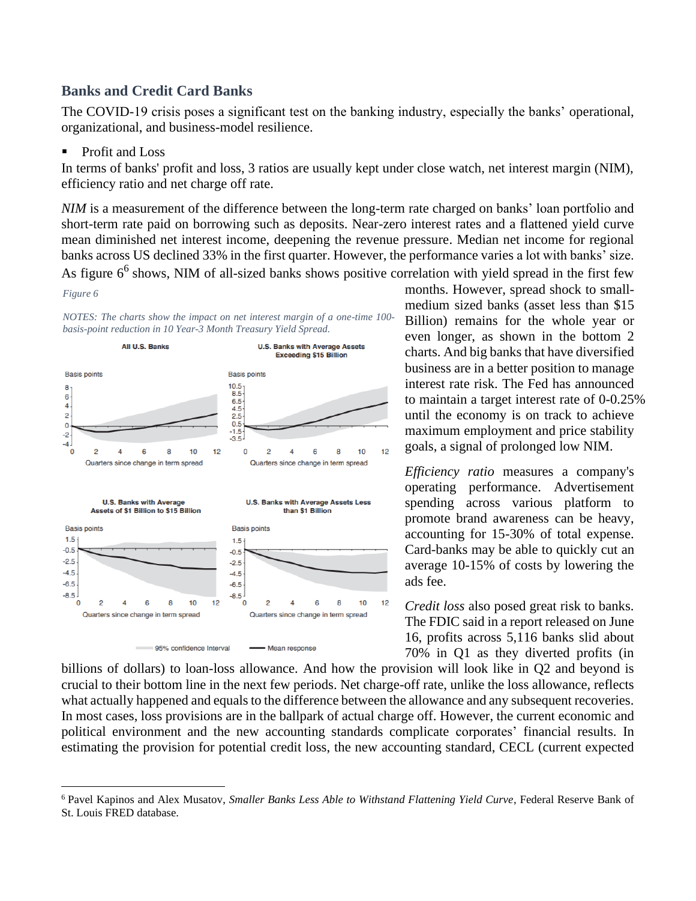## Banks and Credit Card Banks

The COVID-19 crisis poses a significant test on the banking industry, especially the banks' operational, organizational, and business-model resilience.

- Profit and Loss

In terms of banks' profit and loss, 3 ratios are usually kept under close watch, net interest margin (NIM), efficiency ratio and net charge off rate.

*NIM* is a measurement of the difference between the long-term rate charged on banks' loan portfolio and short-term rate paid on borrowing such as deposits. Near-zero interest rates and a flattened yield curve mean diminished net interest income, deepening the revenue pressure. Median net income for regional banks across US declined 33% in the first quarter. However, the performance varies a lot with banks' size. As figure 6[6] shows, NIM of all-sized banks shows positive correlation with yield spread in the first few months. However, spread shock to small-medium sized banks (asset less than $15 Billion) remains for the whole year or even longer, as shown in the bottom 2 charts. And big banks that have diversified business are in a better position to manage interest rate risk. The Fed has announced to maintain a target interest rate of 0-0.25% until the economy is on track to achieve maximum employment and price stability goals, a signal of prolonged low NIM.

*Figure 6*

*NOTES: The charts show the impact on net interest margin of a one-time 100-basis-point reduction in 10 Year-3 Month Treasury Yield Spread.*

*Efficiency ratio* measures a company's operating performance. Advertisement spending across various platform to promote brand awareness can be heavy, accounting for 15-30% of total expense. Card-banks may be able to quickly cut an average 10-15% of costs by lowering the ads fee.

*Credit loss* also posed great risk to banks. The FDIC said in a report released on June 16, profits across 5,116 banks slid about 70% in Q1 as they diverted profits (in billions of dollars) to loan-loss allowance. And how the provision will look like in Q2 and beyond is crucial to their bottom line in the next few periods. Net charge-off rate, unlike the loss allowance, reflects what actually happened and equals to the difference between the allowance and any subsequent recoveries. In most cases, loss provisions are in the ballpark of actual charge off. However, the current economic and political environment and the new accounting standards complicate corporates' financial results. In estimating the provision for potential credit loss, the new accounting standard, CECL (current expected

---

[6] Pavel Kapinos and Alex Musatov, *Smaller Banks Less Able to Withstand Flattening Yield Curve*, Federal Reserve Bank of St. Louis FRED database.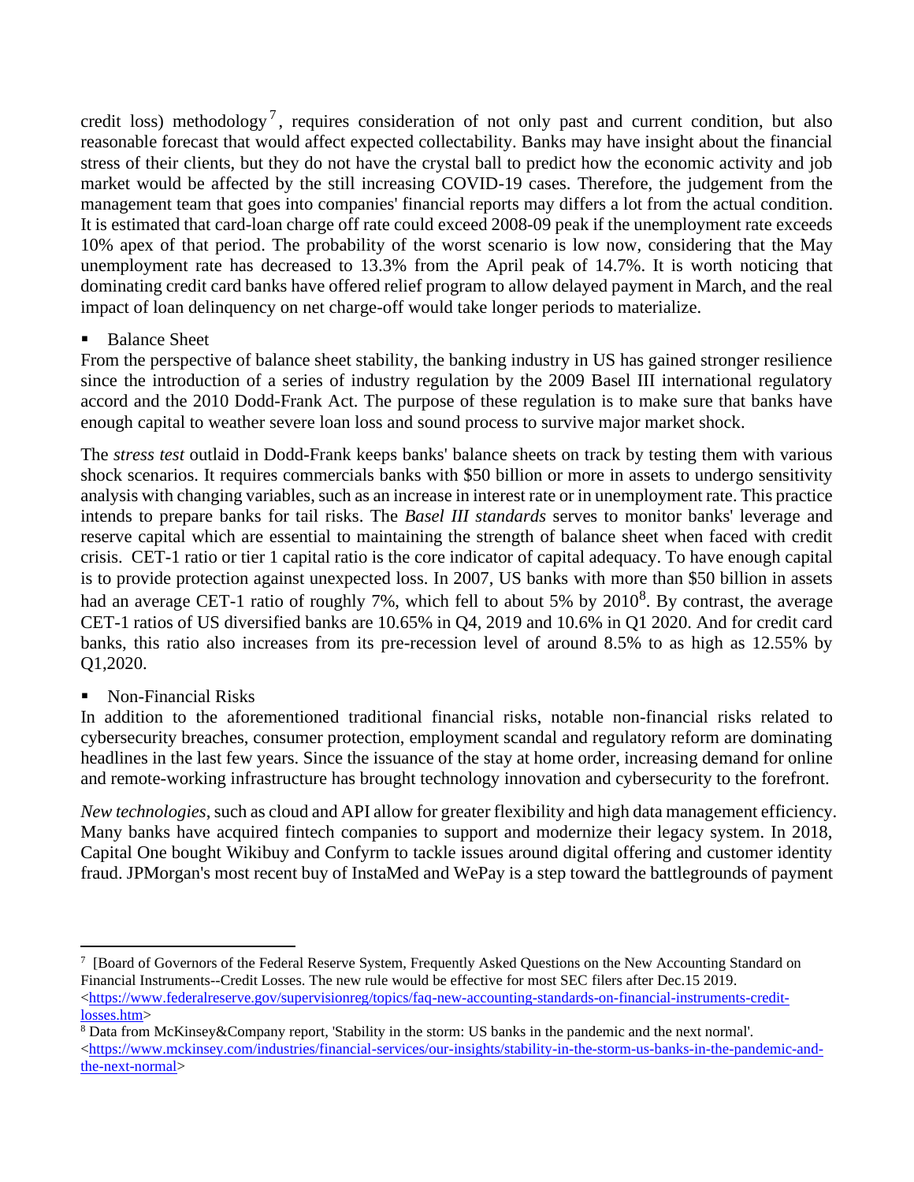credit loss) methodology[7], requires consideration of not only past and current condition, but also reasonable forecast that would affect expected collectability. Banks may have insight about the financial stress of their clients, but they do not have the crystal ball to predict how the economic activity and job market would be affected by the still increasing COVID-19 cases. Therefore, the judgement from the management team that goes into companies' financial reports may differs a lot from the actual condition. It is estimated that card-loan charge off rate could exceed 2008-09 peak if the unemployment rate exceeds 10% apex of that period. The probability of the worst scenario is low now, considering that the May unemployment rate has decreased to 13.3% from the April peak of 14.7%. It is worth noticing that dominating credit card banks have offered relief program to allow delayed payment in March, and the real impact of loan delinquency on net charge-off would take longer periods to materialize.

- Balance Sheet

From the perspective of balance sheet stability, the banking industry in US has gained stronger resilience since the introduction of a series of industry regulation by the 2009 Basel III international regulatory accord and the 2010 Dodd-Frank Act. The purpose of these regulation is to make sure that banks have enough capital to weather severe loan loss and sound process to survive major market shock.

The *stress test* outlaid in Dodd-Frank keeps banks' balance sheets on track by testing them with various shock scenarios. It requires commercials banks with $50 billion or more in assets to undergo sensitivity analysis with changing variables, such as an increase in interest rate or in unemployment rate. This practice intends to prepare banks for tail risks. The *Basel III standards* serves to monitor banks' leverage and reserve capital which are essential to maintaining the strength of balance sheet when faced with credit crisis. CET-1 ratio or tier 1 capital ratio is the core indicator of capital adequacy. To have enough capital is to provide protection against unexpected loss. In 2007, US banks with more than $50 billion in assets had an average CET-1 ratio of roughly 7%, which fell to about 5% by 2010[8]. By contrast, the average CET-1 ratios of US diversified banks are 10.65% in Q4, 2019 and 10.6% in Q1 2020. And for credit card banks, this ratio also increases from its pre-recession level of around 8.5% to as high as 12.55% by Q1,2020.

- Non-Financial Risks

In addition to the aforementioned traditional financial risks, notable non-financial risks related to cybersecurity breaches, consumer protection, employment scandal and regulatory reform are dominating headlines in the last few years. Since the issuance of the stay at home order, increasing demand for online and remote-working infrastructure has brought technology innovation and cybersecurity to the forefront.

*New technologies*, such as cloud and API allow for greater flexibility and high data management efficiency. Many banks have acquired fintech companies to support and modernize their legacy system. In 2018, Capital One bought Wikibuy and Confyrm to tackle issues around digital offering and customer identity fraud. JPMorgan's most recent buy of InstaMed and WePay is a step toward the battlegrounds of payment

---

[7] [Board of Governors of the Federal Reserve System, Frequently Asked Questions on the New Accounting Standard on Financial Instruments--Credit Losses. The new rule would be effective for most SEC filers after Dec.15 2019. <https://www.federalreserve.gov/supervisionreg/topics/faq-new-accounting-standards-on-financial-instruments-credit-losses.htm>

[8] Data from McKinsey&Company report, 'Stability in the storm: US banks in the pandemic and the next normal'. <https://www.mckinsey.com/industries/financial-services/our-insights/stability-in-the-storm-us-banks-in-the-pandemic-and-the-next-normal>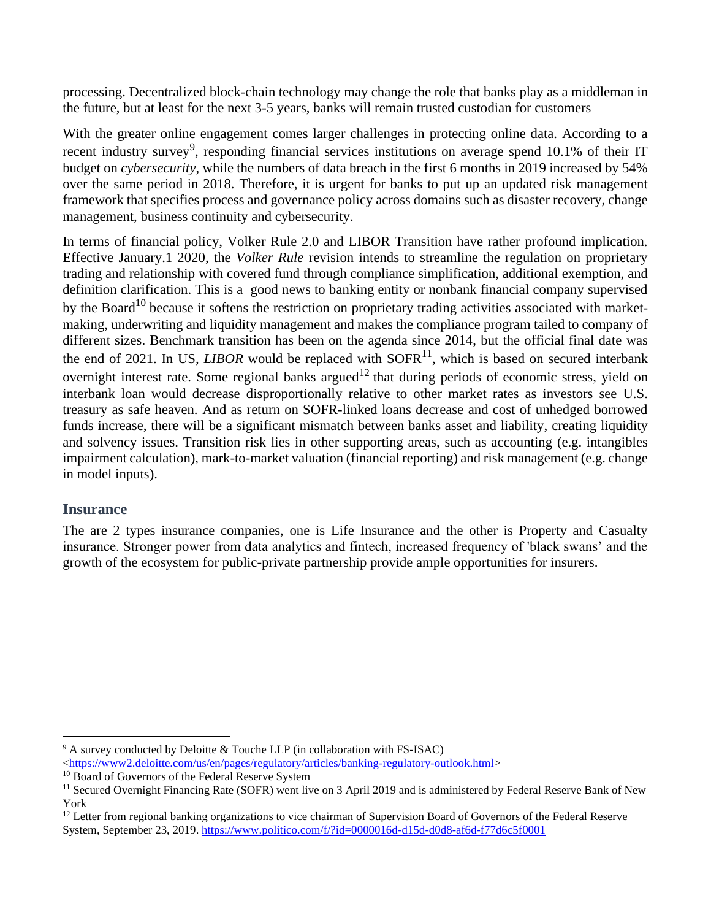processing. Decentralized block-chain technology may change the role that banks play as a middleman in the future, but at least for the next 3-5 years, banks will remain trusted custodian for customers

With the greater online engagement comes larger challenges in protecting online data. According to a recent industry survey[9], responding financial services institutions on average spend 10.1% of their IT budget on *cybersecurity*, while the numbers of data breach in the first 6 months in 2019 increased by 54% over the same period in 2018. Therefore, it is urgent for banks to put up an updated risk management framework that specifies process and governance policy across domains such as disaster recovery, change management, business continuity and cybersecurity.

In terms of financial policy, Volker Rule 2.0 and LIBOR Transition have rather profound implication. Effective January.1 2020, the *Volker Rule* revision intends to streamline the regulation on proprietary trading and relationship with covered fund through compliance simplification, additional exemption, and definition clarification. This is a good news to banking entity or nonbank financial company supervised by the Board[10] because it softens the restriction on proprietary trading activities associated with market-making, underwriting and liquidity management and makes the compliance program tailed to company of different sizes. Benchmark transition has been on the agenda since 2014, but the official final date was the end of 2021. In US, *LIBOR* would be replaced with SOFR[11], which is based on secured interbank overnight interest rate. Some regional banks argued[12] that during periods of economic stress, yield on interbank loan would decrease disproportionally relative to other market rates as investors see U.S. treasury as safe heaven. And as return on SOFR-linked loans decrease and cost of unhedged borrowed funds increase, there will be a significant mismatch between banks asset and liability, creating liquidity and solvency issues. Transition risk lies in other supporting areas, such as accounting (e.g. intangibles impairment calculation), mark-to-market valuation (financial reporting) and risk management (e.g. change in model inputs).

## Insurance

The are 2 types insurance companies, one is Life Insurance and the other is Property and Casualty insurance. Stronger power from data analytics and fintech, increased frequency of 'black swans' and the growth of the ecosystem for public-private partnership provide ample opportunities for insurers.

---

[9] A survey conducted by Deloitte & Touche LLP (in collaboration with FS-ISAC) <https://www2.deloitte.com/us/en/pages/regulatory/articles/banking-regulatory-outlook.html>

[10] Board of Governors of the Federal Reserve System

[11] Secured Overnight Financing Rate (SOFR) went live on 3 April 2019 and is administered by Federal Reserve Bank of New York

[12] Letter from regional banking organizations to vice chairman of Supervision Board of Governors of the Federal Reserve System, September 23, 2019. https://www.politico.com/f/?id=0000016d-d15d-d0d8-af6d-f77d6c5f0001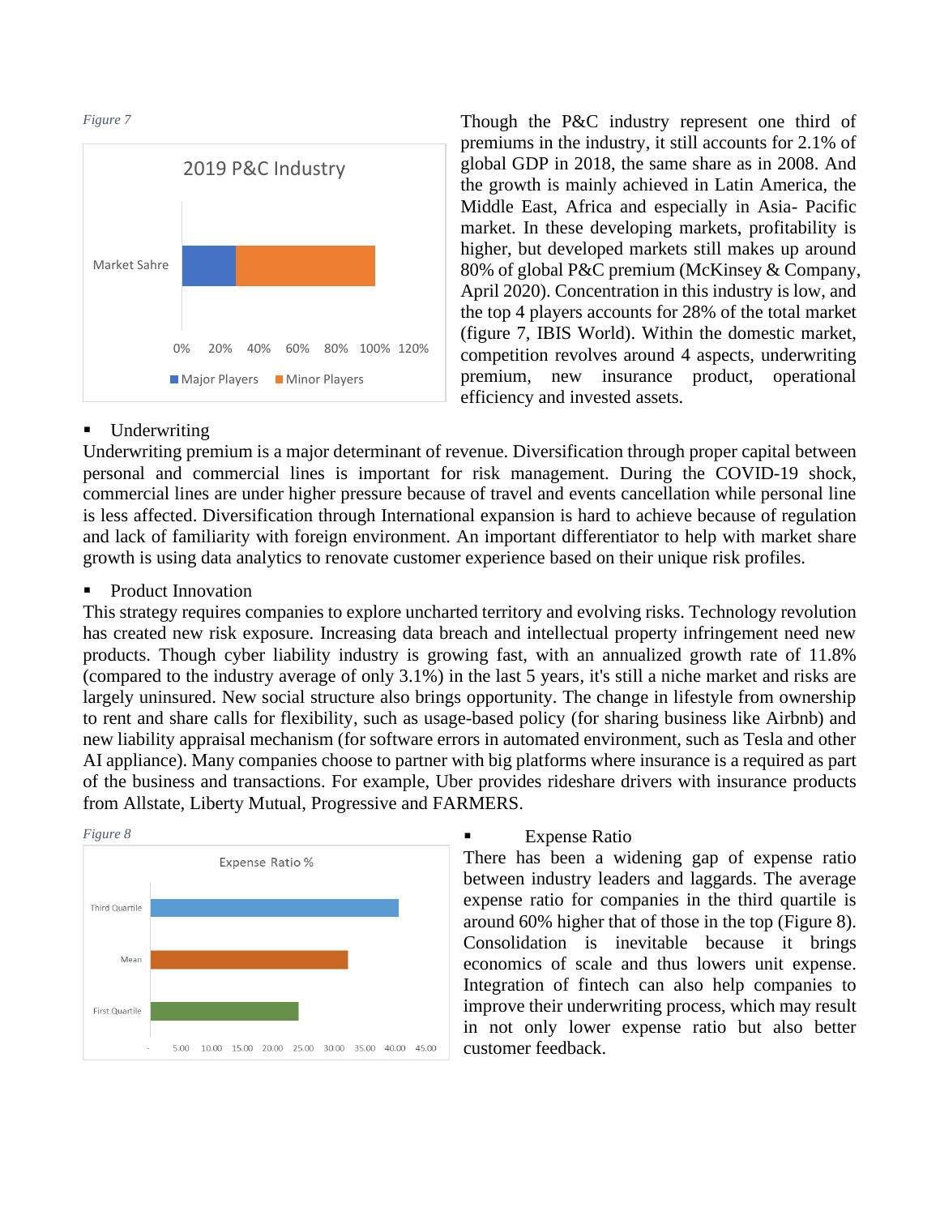*Figure 7*

Though the P&C industry represent one third of premiums in the industry, it still accounts for 2.1% of global GDP in 2018, the same share as in 2008. And the growth is mainly achieved in Latin America, the Middle East, Africa and especially in Asia- Pacific market. In these developing markets, profitability is higher, but developed markets still makes up around 80% of global P&C premium (McKinsey & Company, April 2020). Concentration in this industry is low, and the top 4 players accounts for 28% of the total market (figure 7, IBIS World). Within the domestic market, competition revolves around 4 aspects, underwriting premium, new insurance product, operational efficiency and invested assets.

- Underwriting

Underwriting premium is a major determinant of revenue. Diversification through proper capital between personal and commercial lines is important for risk management. During the COVID-19 shock, commercial lines are under higher pressure because of travel and events cancellation while personal line is less affected. Diversification through International expansion is hard to achieve because of regulation and lack of familiarity with foreign environment. An important differentiator to help with market share growth is using data analytics to renovate customer experience based on their unique risk profiles.

- Product Innovation

This strategy requires companies to explore uncharted territory and evolving risks. Technology revolution has created new risk exposure. Increasing data breach and intellectual property infringement need new products. Though cyber liability industry is growing fast, with an annualized growth rate of 11.8% (compared to the industry average of only 3.1%) in the last 5 years, it's still a niche market and risks are largely uninsured. New social structure also brings opportunity. The change in lifestyle from ownership to rent and share calls for flexibility, such as usage-based policy (for sharing business like Airbnb) and new liability appraisal mechanism (for software errors in automated environment, such as Tesla and other AI appliance). Many companies choose to partner with big platforms where insurance is a required as part of the business and transactions. For example, Uber provides rideshare drivers with insurance products from Allstate, Liberty Mutual, Progressive and FARMERS.

*Figure 8*

- Expense Ratio

There has been a widening gap of expense ratio between industry leaders and laggards. The average expense ratio for companies in the third quartile is around 60% higher that of those in the top (Figure 8). Consolidation is inevitable because it brings economics of scale and thus lowers unit expense. Integration of fintech can also help companies to improve their underwriting process, which may result in not only lower expense ratio but also better customer feedback.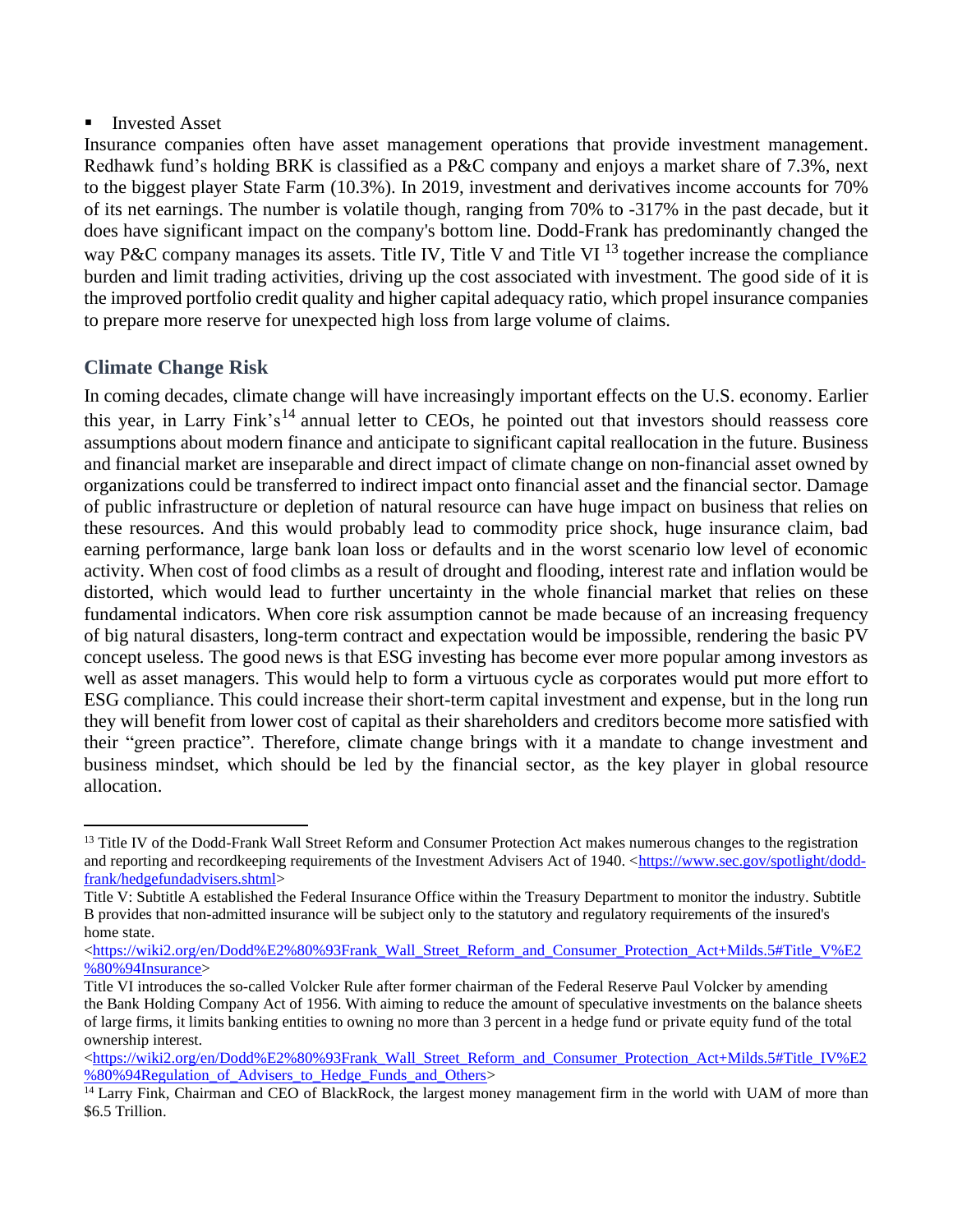- Invested Asset

Insurance companies often have asset management operations that provide investment management. Redhawk fund's holding BRK is classified as a P&C company and enjoys a market share of 7.3%, next to the biggest player State Farm (10.3%). In 2019, investment and derivatives income accounts for 70% of its net earnings. The number is volatile though, ranging from 70% to -317% in the past decade, but it does have significant impact on the company's bottom line. Dodd-Frank has predominantly changed the way P&C company manages its assets. Title IV, Title V and Title VI [13] together increase the compliance burden and limit trading activities, driving up the cost associated with investment. The good side of it is the improved portfolio credit quality and higher capital adequacy ratio, which propel insurance companies to prepare more reserve for unexpected high loss from large volume of claims.

## Climate Change Risk

In coming decades, climate change will have increasingly important effects on the U.S. economy. Earlier this year, in Larry Fink's[14] annual letter to CEOs, he pointed out that investors should reassess core assumptions about modern finance and anticipate to significant capital reallocation in the future. Business and financial market are inseparable and direct impact of climate change on non-financial asset owned by organizations could be transferred to indirect impact onto financial asset and the financial sector. Damage of public infrastructure or depletion of natural resource can have huge impact on business that relies on these resources. And this would probably lead to commodity price shock, huge insurance claim, bad earning performance, large bank loan loss or defaults and in the worst scenario low level of economic activity. When cost of food climbs as a result of drought and flooding, interest rate and inflation would be distorted, which would lead to further uncertainty in the whole financial market that relies on these fundamental indicators. When core risk assumption cannot be made because of an increasing frequency of big natural disasters, long-term contract and expectation would be impossible, rendering the basic PV concept useless. The good news is that ESG investing has become ever more popular among investors as well as asset managers. This would help to form a virtuous cycle as corporates would put more effort to ESG compliance. This could increase their short-term capital investment and expense, but in the long run they will benefit from lower cost of capital as their shareholders and creditors become more satisfied with their "green practice". Therefore, climate change brings with it a mandate to change investment and business mindset, which should be led by the financial sector, as the key player in global resource allocation.

---

[13] Title IV of the Dodd-Frank Wall Street Reform and Consumer Protection Act makes numerous changes to the registration and reporting and recordkeeping requirements of the Investment Advisers Act of 1940. <https://www.sec.gov/spotlight/dodd-frank/hedgefundadvisers.shtml>

Title V: Subtitle A established the Federal Insurance Office within the Treasury Department to monitor the industry. Subtitle B provides that non-admitted insurance will be subject only to the statutory and regulatory requirements of the insured's home state.
<https://wiki2.org/en/Dodd%E2%80%93Frank_Wall_Street_Reform_and_Consumer_Protection_Act+Milds.5#Title_V%E2%80%94Insurance>

Title VI introduces the so-called Volcker Rule after former chairman of the Federal Reserve Paul Volcker by amending the Bank Holding Company Act of 1956. With aiming to reduce the amount of speculative investments on the balance sheets of large firms, it limits banking entities to owning no more than 3 percent in a hedge fund or private equity fund of the total ownership interest.
<https://wiki2.org/en/Dodd%E2%80%93Frank_Wall_Street_Reform_and_Consumer_Protection_Act+Milds.5#Title_IV%E2%80%94Regulation_of_Advisers_to_Hedge_Funds_and_Others>

[14] Larry Fink, Chairman and CEO of BlackRock, the largest money management firm in the world with UAM of more than $6.5 Trillion.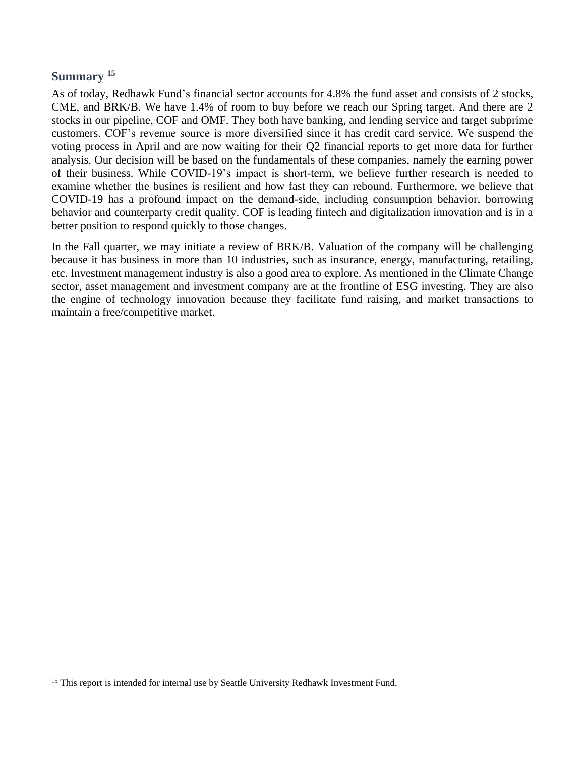## Summary [15]

As of today, Redhawk Fund's financial sector accounts for 4.8% the fund asset and consists of 2 stocks, CME, and BRK/B. We have 1.4% of room to buy before we reach our Spring target. And there are 2 stocks in our pipeline, COF and OMF. They both have banking, and lending service and target subprime customers. COF's revenue source is more diversified since it has credit card service. We suspend the voting process in April and are now waiting for their Q2 financial reports to get more data for further analysis. Our decision will be based on the fundamentals of these companies, namely the earning power of their business. While COVID-19's impact is short-term, we believe further research is needed to examine whether the busines is resilient and how fast they can rebound. Furthermore, we believe that COVID-19 has a profound impact on the demand-side, including consumption behavior, borrowing behavior and counterparty credit quality. COF is leading fintech and digitalization innovation and is in a better position to respond quickly to those changes.

In the Fall quarter, we may initiate a review of BRK/B. Valuation of the company will be challenging because it has business in more than 10 industries, such as insurance, energy, manufacturing, retailing, etc. Investment management industry is also a good area to explore. As mentioned in the Climate Change sector, asset management and investment company are at the frontline of ESG investing. They are also the engine of technology innovation because they facilitate fund raising, and market transactions to maintain a free/competitive market.

[15] This report is intended for internal use by Seattle University Redhawk Investment Fund.